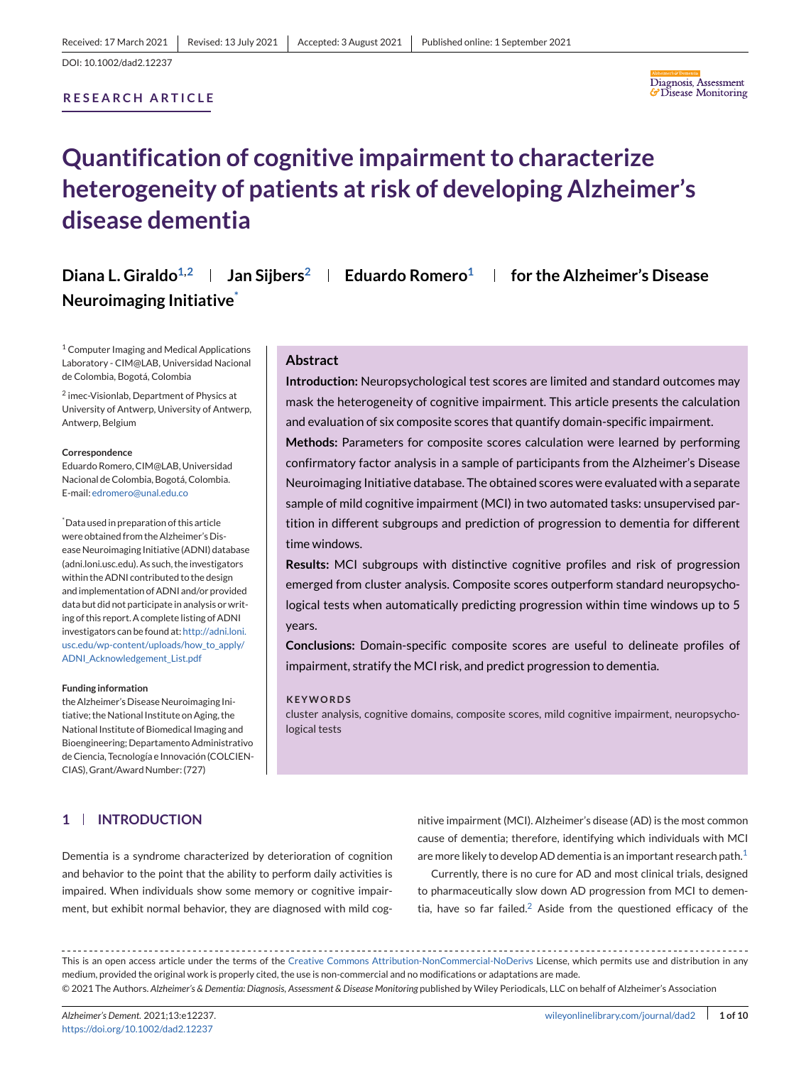Received: 17 March 2021 | Revised: 13 July 2021 | Accepted: 3 August 2021 | Published online: 1 September 2021

DOI: 10.1002/dad2.12237

RESEARCH ARTICLE

# Quantification of cognitive impairment to characterize heterogeneity of patients at risk of developing Alzheimer's disease dementia

**Diana L. Giraldo[1,2] | Jan Sijbers[2] | Eduardo Romero[1] | for the Alzheimer's Disease Neuroimaging Initiative[*]**

[1] Computer Imaging and Medical Applications Laboratory - CIM@LAB, Universidad Nacional de Colombia, Bogotá, Colombia

[2] imec-Visionlab, Department of Physics at University of Antwerp, University of Antwerp, Antwerp, Belgium

**Correspondence**
Eduardo Romero, CIM@LAB, Universidad Nacional de Colombia, Bogotá, Colombia.
E-mail: edromero@unal.edu.co

[*]Data used in preparation of this article were obtained from the Alzheimer's Disease Neuroimaging Initiative (ADNI) database (adni.loni.usc.edu). As such, the investigators within the ADNI contributed to the design and implementation of ADNI and/or provided data but did not participate in analysis or writing of this report. A complete listing of ADNI investigators can be found at: http://adni.loni.usc.edu/wp-content/uploads/how_to_apply/ADNI_Acknowledgement_List.pdf

**Funding information**
the Alzheimer's Disease Neuroimaging Initiative; the National Institute on Aging, the National Institute of Biomedical Imaging and Bioengineering; Departamento Administrativo de Ciencia, Tecnología e Innovación (COLCIENCIAS), Grant/Award Number: (727)

## Abstract

**Introduction:** Neuropsychological test scores are limited and standard outcomes may mask the heterogeneity of cognitive impairment. This article presents the calculation and evaluation of six composite scores that quantify domain-specific impairment.

**Methods:** Parameters for composite scores calculation were learned by performing confirmatory factor analysis in a sample of participants from the Alzheimer's Disease Neuroimaging Initiative database. The obtained scores were evaluated with a separate sample of mild cognitive impairment (MCI) in two automated tasks: unsupervised partition in different subgroups and prediction of progression to dementia for different time windows.

**Results:** MCI subgroups with distinctive cognitive profiles and risk of progression emerged from cluster analysis. Composite scores outperform standard neuropsychological tests when automatically predicting progression within time windows up to 5 years.

**Conclusions:** Domain-specific composite scores are useful to delineate profiles of impairment, stratify the MCI risk, and predict progression to dementia.

**KEYWORDS**
cluster analysis, cognitive domains, composite scores, mild cognitive impairment, neuropsychological tests

## 1 | INTRODUCTION

Dementia is a syndrome characterized by deterioration of cognition and behavior to the point that the ability to perform daily activities is impaired. When individuals show some memory or cognitive impairment, but exhibit normal behavior, they are diagnosed with mild cognitive impairment (MCI). Alzheimer's disease (AD) is the most common cause of dementia; therefore, identifying which individuals with MCI are more likely to develop AD dementia is an important research path.[1]

Currently, there is no cure for AD and most clinical trials, designed to pharmaceutically slow down AD progression from MCI to dementia, have so far failed.[2] Aside from the questioned efficacy of the

This is an open access article under the terms of the Creative Commons Attribution-NonCommercial-NoDerivs License, which permits use and distribution in any medium, provided the original work is properly cited, the use is non-commercial and no modifications or adaptations are made.
© 2021 The Authors. *Alzheimer's & Dementia: Diagnosis, Assessment & Disease Monitoring* published by Wiley Periodicals, LLC on behalf of Alzheimer's Association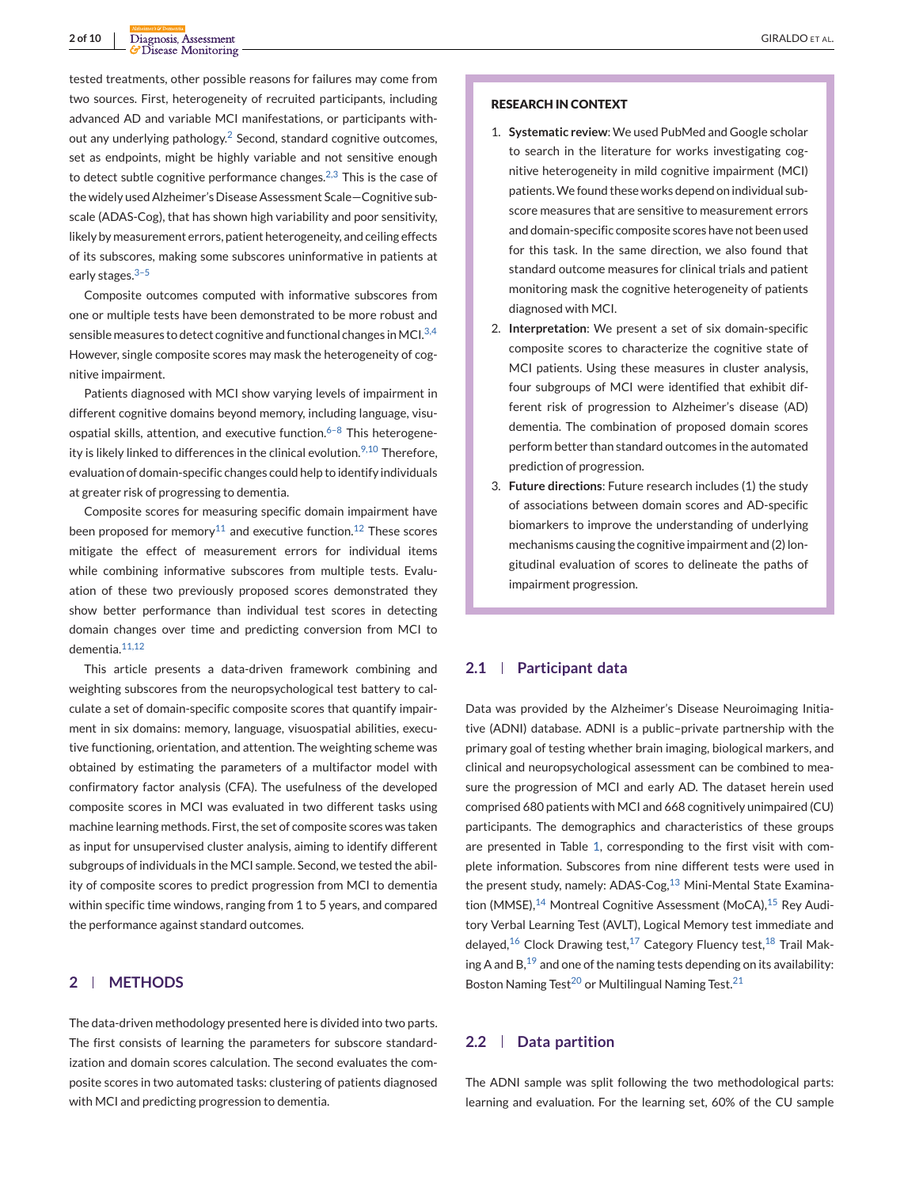tested treatments, other possible reasons for failures may come from two sources. First, heterogeneity of recruited participants, including advanced AD and variable MCI manifestations, or participants without any underlying pathology.[2] Second, standard cognitive outcomes, set as endpoints, might be highly variable and not sensitive enough to detect subtle cognitive performance changes.[2,3] This is the case of the widely used Alzheimer's Disease Assessment Scale—Cognitive subscale (ADAS-Cog), that has shown high variability and poor sensitivity, likely by measurement errors, patient heterogeneity, and ceiling effects of its subscores, making some subscores uninformative in patients at early stages.[3–5]

Composite outcomes computed with informative subscores from one or multiple tests have been demonstrated to be more robust and sensible measures to detect cognitive and functional changes in MCI.[3,4] However, single composite scores may mask the heterogeneity of cognitive impairment.

Patients diagnosed with MCI show varying levels of impairment in different cognitive domains beyond memory, including language, visuospatial skills, attention, and executive function.[6–8] This heterogeneity is likely linked to differences in the clinical evolution.[9,10] Therefore, evaluation of domain-specific changes could help to identify individuals at greater risk of progressing to dementia.

Composite scores for measuring specific domain impairment have been proposed for memory[11] and executive function.[12] These scores mitigate the effect of measurement errors for individual items while combining informative subscores from multiple tests. Evaluation of these two previously proposed scores demonstrated they show better performance than individual test scores in detecting domain changes over time and predicting conversion from MCI to dementia.[11,12]

This article presents a data-driven framework combining and weighting subscores from the neuropsychological test battery to calculate a set of domain-specific composite scores that quantify impairment in six domains: memory, language, visuospatial abilities, executive functioning, orientation, and attention. The weighting scheme was obtained by estimating the parameters of a multifactor model with confirmatory factor analysis (CFA). The usefulness of the developed composite scores in MCI was evaluated in two different tasks using machine learning methods. First, the set of composite scores was taken as input for unsupervised cluster analysis, aiming to identify different subgroups of individuals in the MCI sample. Second, we tested the ability of composite scores to predict progression from MCI to dementia within specific time windows, ranging from 1 to 5 years, and compared the performance against standard outcomes.

**RESEARCH IN CONTEXT**

1. **Systematic review**: We used PubMed and Google scholar to search in the literature for works investigating cognitive heterogeneity in mild cognitive impairment (MCI) patients. We found these works depend on individual subscore measures that are sensitive to measurement errors and domain-specific composite scores have not been used for this task. In the same direction, we also found that standard outcome measures for clinical trials and patient monitoring mask the cognitive heterogeneity of patients diagnosed with MCI.
2. **Interpretation**: We present a set of six domain-specific composite scores to characterize the cognitive state of MCI patients. Using these measures in cluster analysis, four subgroups of MCI were identified that exhibit different risk of progression to Alzheimer's disease (AD) dementia. The combination of proposed domain scores perform better than standard outcomes in the automated prediction of progression.
3. **Future directions**: Future research includes (1) the study of associations between domain scores and AD-specific biomarkers to improve the understanding of underlying mechanisms causing the cognitive impairment and (2) longitudinal evaluation of scores to delineate the paths of impairment progression.

## 2 | METHODS

The data-driven methodology presented here is divided into two parts. The first consists of learning the parameters for subscore standardization and domain scores calculation. The second evaluates the composite scores in two automated tasks: clustering of patients diagnosed with MCI and predicting progression to dementia.

### 2.1 | Participant data

Data was provided by the Alzheimer's Disease Neuroimaging Initiative (ADNI) database. ADNI is a public–private partnership with the primary goal of testing whether brain imaging, biological markers, and clinical and neuropsychological assessment can be combined to measure the progression of MCI and early AD. The dataset herein used comprised 680 patients with MCI and 668 cognitively unimpaired (CU) participants. The demographics and characteristics of these groups are presented in Table 1, corresponding to the first visit with complete information. Subscores from nine different tests were used in the present study, namely: ADAS-Cog,[13] Mini-Mental State Examination (MMSE),[14] Montreal Cognitive Assessment (MoCA),[15] Rey Auditory Verbal Learning Test (AVLT), Logical Memory test immediate and delayed,[16] Clock Drawing test,[17] Category Fluency test,[18] Trail Making A and B,[19] and one of the naming tests depending on its availability: Boston Naming Test[20] or Multilingual Naming Test.[21]

### 2.2 | Data partition

The ADNI sample was split following the two methodological parts: learning and evaluation. For the learning set, 60% of the CU sample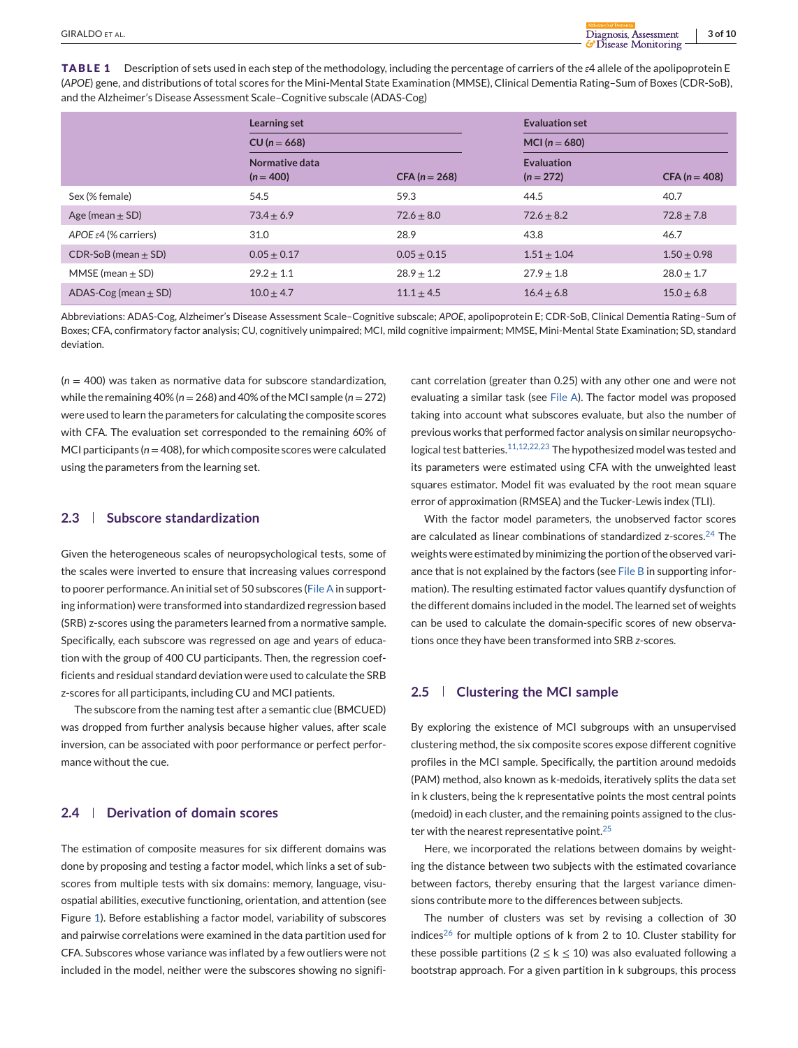**TABLE 1** Description of sets used in each step of the methodology, including the percentage of carriers of the ε4 allele of the apolipoprotein E (*APOE*) gene, and distributions of total scores for the Mini-Mental State Examination (MMSE), Clinical Dementia Rating–Sum of Boxes (CDR-SoB), and the Alzheimer's Disease Assessment Scale–Cognitive subscale (ADAS-Cog)

| | Learning set | | Evaluation set | |
|---|---|---|---|---|
| | CU (n = 668) | | MCI (n = 680) | |
| | Normative data (n = 400) | CFA (n = 268) | Evaluation (n = 272) | CFA (n = 408) |
| Sex (% female) | 54.5 | 59.3 | 44.5 | 40.7 |
| Age (mean ± SD) | 73.4 ± 6.9 | 72.6 ± 8.0 | 72.6 ± 8.2 | 72.8 ± 7.8 |
| *APOE* ε4 (% carriers) | 31.0 | 28.9 | 43.8 | 46.7 |
| CDR-SoB (mean ± SD) | 0.05 ± 0.17 | 0.05 ± 0.15 | 1.51 ± 1.04 | 1.50 ± 0.98 |
| MMSE (mean ± SD) | 29.2 ± 1.1 | 28.9 ± 1.2 | 27.9 ± 1.8 | 28.0 ± 1.7 |
| ADAS-Cog (mean ± SD) | 10.0 ± 4.7 | 11.1 ± 4.5 | 16.4 ± 6.8 | 15.0 ± 6.8 |

Abbreviations: ADAS-Cog, Alzheimer's Disease Assessment Scale–Cognitive subscale; *APOE*, apolipoprotein E; CDR-SoB, Clinical Dementia Rating–Sum of Boxes; CFA, confirmatory factor analysis; CU, cognitively unimpaired; MCI, mild cognitive impairment; MMSE, Mini-Mental State Examination; SD, standard deviation.

(n = 400) was taken as normative data for subscore standardization, while the remaining 40% (n = 268) and 40% of the MCI sample (n = 272) were used to learn the parameters for calculating the composite scores with CFA. The evaluation set corresponded to the remaining 60% of MCI participants (n = 408), for which composite scores were calculated using the parameters from the learning set.

## 2.3 | Subscore standardization

Given the heterogeneous scales of neuropsychological tests, some of the scales were inverted to ensure that increasing values correspond to poorer performance. An initial set of 50 subscores (File A in supporting information) were transformed into standardized regression based (SRB) *z*-scores using the parameters learned from a normative sample. Specifically, each subscore was regressed on age and years of education with the group of 400 CU participants. Then, the regression coefficients and residual standard deviation were used to calculate the SRB *z*-scores for all participants, including CU and MCI patients.

The subscore from the naming test after a semantic clue (BMCUED) was dropped from further analysis because higher values, after scale inversion, can be associated with poor performance or perfect performance without the cue.

## 2.4 | Derivation of domain scores

The estimation of composite measures for six different domains was done by proposing and testing a factor model, which links a set of subscores from multiple tests with six domains: memory, language, visuospatial abilities, executive functioning, orientation, and attention (see Figure 1). Before establishing a factor model, variability of subscores and pairwise correlations were examined in the data partition used for CFA. Subscores whose variance was inflated by a few outliers were not included in the model, neither were the subscores showing no significant correlation (greater than 0.25) with any other one and were not evaluating a similar task (see File A). The factor model was proposed taking into account what subscores evaluate, but also the number of previous works that performed factor analysis on similar neuropsychological test batteries.[11,12,22,23] The hypothesized model was tested and its parameters were estimated using CFA with the unweighted least squares estimator. Model fit was evaluated by the root mean square error of approximation (RMSEA) and the Tucker-Lewis index (TLI).

With the factor model parameters, the unobserved factor scores are calculated as linear combinations of standardized *z*-scores.[24] The weights were estimated by minimizing the portion of the observed variance that is not explained by the factors (see File B in supporting information). The resulting estimated factor values quantify dysfunction of the different domains included in the model. The learned set of weights can be used to calculate the domain-specific scores of new observations once they have been transformed into SRB *z*-scores.

## 2.5 | Clustering the MCI sample

By exploring the existence of MCI subgroups with an unsupervised clustering method, the six composite scores expose different cognitive profiles in the MCI sample. Specifically, the partition around medoids (PAM) method, also known as k-medoids, iteratively splits the data set in k clusters, being the k representative points the most central points (medoid) in each cluster, and the remaining points assigned to the cluster with the nearest representative point.[25]

Here, we incorporated the relations between domains by weighting the distance between two subjects with the estimated covariance between factors, thereby ensuring that the largest variance dimensions contribute more to the differences between subjects.

The number of clusters was set by revising a collection of 30 indices[26] for multiple options of k from 2 to 10. Cluster stability for these possible partitions ($2 \leq k \leq 10$) was also evaluated following a bootstrap approach. For a given partition in k subgroups, this process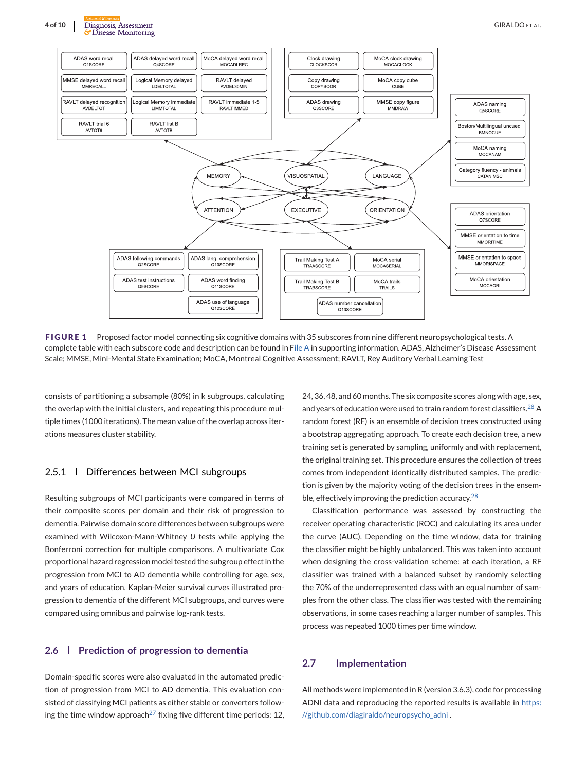**FIGURE 1** Proposed factor model connecting six cognitive domains with 35 subscores from nine different neuropsychological tests. A complete table with each subscore code and description can be found in File A in supporting information. ADAS, Alzheimer's Disease Assessment Scale; MMSE, Mini-Mental State Examination; MoCA, Montreal Cognitive Assessment; RAVLT, Rey Auditory Verbal Learning Test

consists of partitioning a subsample (80%) in k subgroups, calculating the overlap with the initial clusters, and repeating this procedure multiple times (1000 iterations). The mean value of the overlap across iterations measures cluster stability.

### 2.5.1 | Differences between MCI subgroups

Resulting subgroups of MCI participants were compared in terms of their composite scores per domain and their risk of progression to dementia. Pairwise domain score differences between subgroups were examined with Wilcoxon-Mann-Whitney *U* tests while applying the Bonferroni correction for multiple comparisons. A multivariate Cox proportional hazard regression model tested the subgroup effect in the progression from MCI to AD dementia while controlling for age, sex, and years of education. Kaplan-Meier survival curves illustrated progression to dementia of the different MCI subgroups, and curves were compared using omnibus and pairwise log-rank tests.

## 2.6 | Prediction of progression to dementia

Domain-specific scores were also evaluated in the automated prediction of progression from MCI to AD dementia. This evaluation consisted of classifying MCI patients as either stable or converters following the time window approach[27] fixing five different time periods: 12, 24, 36, 48, and 60 months. The six composite scores along with age, sex, and years of education were used to train random forest classifiers.[28] A random forest (RF) is an ensemble of decision trees constructed using a bootstrap aggregating approach. To create each decision tree, a new training set is generated by sampling, uniformly and with replacement, the original training set. This procedure ensures the collection of trees comes from independent identically distributed samples. The prediction is given by the majority voting of the decision trees in the ensemble, effectively improving the prediction accuracy.[28]

Classification performance was assessed by constructing the receiver operating characteristic (ROC) and calculating its area under the curve (AUC). Depending on the time window, data for training the classifier might be highly unbalanced. This was taken into account when designing the cross-validation scheme: at each iteration, a RF classifier was trained with a balanced subset by randomly selecting the 70% of the underrepresented class with an equal number of samples from the other class. The classifier was tested with the remaining observations, in some cases reaching a larger number of samples. This process was repeated 1000 times per time window.

## 2.7 | Implementation

All methods were implemented in R (version 3.6.3), code for processing ADNI data and reproducing the reported results is available in https://github.com/diagiraldo/neuropsycho_adni .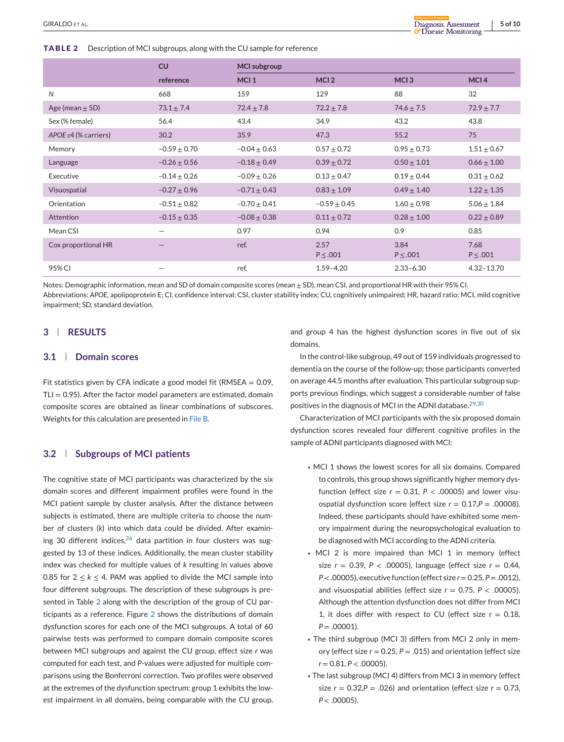**TABLE 2** Description of MCI subgroups, along with the CU sample for reference

| | CU | MCI subgroup | | | |
|---|---|---|---|---|---|
| | reference | MCI 1 | MCI 2 | MCI 3 | MCI 4 |
| *N* | 668 | 159 | 129 | 88 | 32 |
| Age (mean ± SD) | 73.1 ± 7.4 | 72.4 ± 7.8 | 72.2 ± 7.8 | 74.6 ± 7.5 | 72.9 ± 7.7 |
| Sex (% female) | 56.4 | 43.4 | 34.9 | 43.2 | 43.8 |
| *APOE* ε4 (% carriers) | 30.2 | 35.9 | 47.3 | 55.2 | 75 |
| Memory | −0.59 ± 0.70 | −0.04 ± 0.63 | 0.57 ± 0.72 | 0.95 ± 0.73 | 1.51 ± 0.67 |
| Language | −0.26 ± 0.56 | −0.18 ± 0.49 | 0.39 ± 0.72 | 0.50 ± 1.01 | 0.66 ± 1.00 |
| Executive | −0.14 ± 0.26 | −0.09 ± 0.26 | 0.13 ± 0.47 | 0.19 ± 0.44 | 0.31 ± 0.62 |
| Visuospatial | −0.27 ± 0.96 | −0.71 ± 0.43 | 0.83 ± 1.09 | 0.49 ± 1.40 | 1.22 ± 1.35 |
| Orientation | −0.51 ± 0.82 | −0.70 ± 0.41 | −0.59 ± 0.45 | 1.60 ± 0.98 | 5.06 ± 1.84 |
| Attention | −0.15 ± 0.35 | −0.08 ± 0.38 | 0.11 ± 0.72 | 0.28 ± 1.00 | 0.22 ± 0.89 |
| Mean CSI | — | 0.97 | 0.94 | 0.9 | 0.85 |
| Cox proportional HR | — | ref. | 2.57 $P \leq .001$ | 3.84 $P \leq .001$ | 7.68 $P \leq .001$ |
| 95% CI | — | ref. | 1.59–4.20 | 2.33–6.30 | 4.32–13.70 |

Notes: Demographic information, mean and SD of domain composite scores (mean ± SD), mean CSI, and proportional HR with their 95% CI.
Abbreviations: *APOE*, apolipoprotein E; CI, confidence interval; CSI, cluster stability index; CU, cognitively unimpaired; HR, hazard ratio; MCI, mild cognitive impairment; SD, standard deviation.

## 3 | RESULTS

### 3.1 | Domain scores

Fit statistics given by CFA indicate a good model fit (RMSEA = 0.09, TLI = 0.95). After the factor model parameters are estimated, domain composite scores are obtained as linear combinations of subscores. Weights for this calculation are presented in File B.

### 3.2 | Subgroups of MCI patients

The cognitive state of MCI participants was characterized by the six domain scores and different impairment profiles were found in the MCI patient sample by cluster analysis. After the distance between subjects is estimated, there are multiple criteria to choose the number of clusters ($k$) into which data could be divided. After examining 30 different indices,[26] data partition in four clusters was suggested by 13 of these indices. Additionally, the mean cluster stability index was checked for multiple values of $k$ resulting in values above 0.85 for $2 \leq k \leq 4$. PAM was applied to divide the MCI sample into four different subgroups. The description of these subgroups is presented in Table 2 along with the description of the group of CU participants as a reference. Figure 2 shows the distributions of domain dysfunction scores for each one of the MCI subgroups. A total of 60 pairwise tests was performed to compare domain composite scores between MCI subgroups and against the CU group, effect size $r$ was computed for each test, and $P$-values were adjusted for multiple comparisons using the Bonferroni correction. Two profiles were observed at the extremes of the dysfunction spectrum: group 1 exhibits the lowest impairment in all domains, being comparable with the CU group, and group 4 has the highest dysfunction scores in five out of six domains.

In the control-like subgroup, 49 out of 159 individuals progressed to dementia on the course of the follow-up; those participants converted on average 44.5 months after evaluation. This particular subgroup supports previous findings, which suggest a considerable number of false positives in the diagnosis of MCI in the ADNI database.[29,30]

Characterization of MCI participants with the six proposed domain dysfunction scores revealed four different cognitive profiles in the sample of ADNI participants diagnosed with MCI:

- MCI 1 shows the lowest scores for all six domains. Compared to controls, this group shows significantly higher memory dysfunction (effect size $r = 0.31$, $P < .00005$) and lower visuospatial dysfunction score (effect size $r = 0.17$, $P = .00008$). Indeed, these participants should have exhibited some memory impairment during the neuropsychological evaluation to be diagnosed with MCI according to the ADNI criteria.
- MCI 2 is more impaired than MCI 1 in memory (effect size $r = 0.39$, $P < .00005$), language (effect size $r = 0.44$, $P < .00005$), executive function (effect size $r = 0.25$, $P = .0012$), and visuospatial abilities (effect size $r = 0.75$, $P < .00005$). Although the attention dysfunction does not differ from MCI 1, it does differ with respect to CU (effect size $r = 0.18$, $P = .00001$).
- The third subgroup (MCI 3) differs from MCI 2 only in memory (effect size $r = 0.25$, $P = .015$) and orientation (effect size $r = 0.81$, $P < .00005$).
- The last subgroup (MCI 4) differs from MCI 3 in memory (effect size $r = 0.32$, $P = .026$) and orientation (effect size $r = 0.73$, $P < .00005$).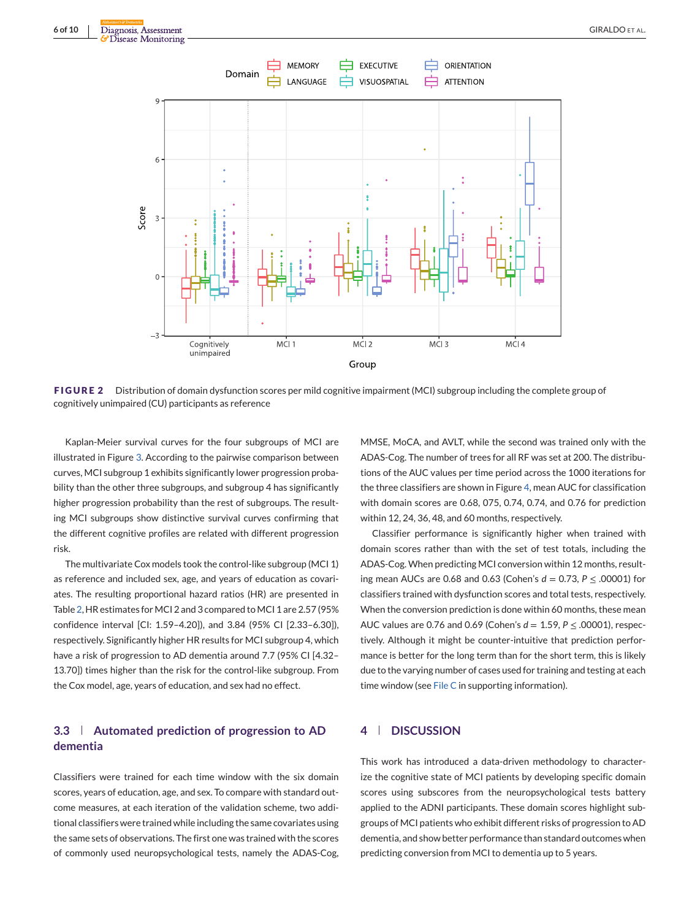FIGURE 2 Distribution of domain dysfunction scores per mild cognitive impairment (MCI) subgroup including the complete group of cognitively unimpaired (CU) participants as reference

Kaplan-Meier survival curves for the four subgroups of MCI are illustrated in Figure 3. According to the pairwise comparison between curves, MCI subgroup 1 exhibits significantly lower progression probability than the other three subgroups, and subgroup 4 has significantly higher progression probability than the rest of subgroups. The resulting MCI subgroups show distinctive survival curves confirming that the different cognitive profiles are related with different progression risk.

The multivariate Cox models took the control-like subgroup (MCI 1) as reference and included sex, age, and years of education as covariates. The resulting proportional hazard ratios (HR) are presented in Table 2, HR estimates for MCI 2 and 3 compared to MCI 1 are 2.57 (95% confidence interval [CI: 1.59–4.20]), and 3.84 (95% CI [2.33–6.30]), respectively. Significantly higher HR results for MCI subgroup 4, which have a risk of progression to AD dementia around 7.7 (95% CI [4.32–13.70]) times higher than the risk for the control-like subgroup. From the Cox model, age, years of education, and sex had no effect.

## 3.3 | Automated prediction of progression to AD dementia

Classifiers were trained for each time window with the six domain scores, years of education, age, and sex. To compare with standard outcome measures, at each iteration of the validation scheme, two additional classifiers were trained while including the same covariates using the same sets of observations. The first one was trained with the scores of commonly used neuropsychological tests, namely the ADAS-Cog, MMSE, MoCA, and AVLT, while the second was trained only with the ADAS-Cog. The number of trees for all RF was set at 200. The distributions of the AUC values per time period across the 1000 iterations for the three classifiers are shown in Figure 4, mean AUC for classification with domain scores are 0.68, 075, 0.74, 0.74, and 0.76 for prediction within 12, 24, 36, 48, and 60 months, respectively.

Classifier performance is significantly higher when trained with domain scores rather than with the set of test totals, including the ADAS-Cog. When predicting MCI conversion within 12 months, resulting mean AUCs are 0.68 and 0.63 (Cohen's $d = 0.73$, $P \leq .00001$) for classifiers trained with dysfunction scores and total tests, respectively. When the conversion prediction is done within 60 months, these mean AUC values are 0.76 and 0.69 (Cohen's $d = 1.59$, $P \leq .00001$), respectively. Although it might be counter-intuitive that prediction performance is better for the long term than for the short term, this is likely due to the varying number of cases used for training and testing at each time window (see File C in supporting information).

## 4 | DISCUSSION

This work has introduced a data-driven methodology to characterize the cognitive state of MCI patients by developing specific domain scores using subscores from the neuropsychological tests battery applied to the ADNI participants. These domain scores highlight subgroups of MCI patients who exhibit different risks of progression to AD dementia, and show better performance than standard outcomes when predicting conversion from MCI to dementia up to 5 years.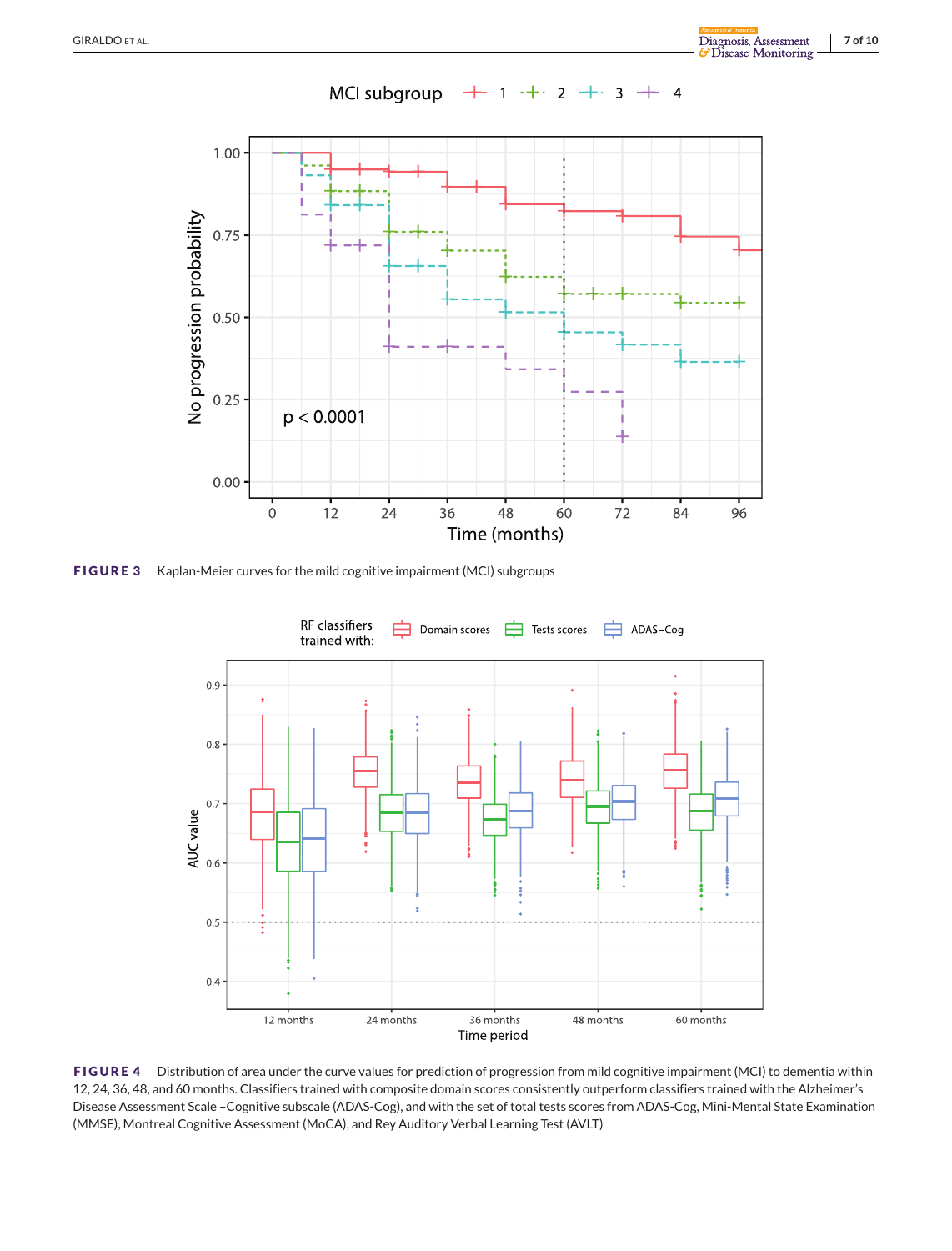**FIGURE 3** Kaplan-Meier curves for the mild cognitive impairment (MCI) subgroups

**FIGURE 4** Distribution of area under the curve values for prediction of progression from mild cognitive impairment (MCI) to dementia within 12, 24, 36, 48, and 60 months. Classifiers trained with composite domain scores consistently outperform classifiers trained with the Alzheimer's Disease Assessment Scale –Cognitive subscale (ADAS-Cog), and with the set of total tests scores from ADAS-Cog, Mini-Mental State Examination (MMSE), Montreal Cognitive Assessment (MoCA), and Rey Auditory Verbal Learning Test (AVLT)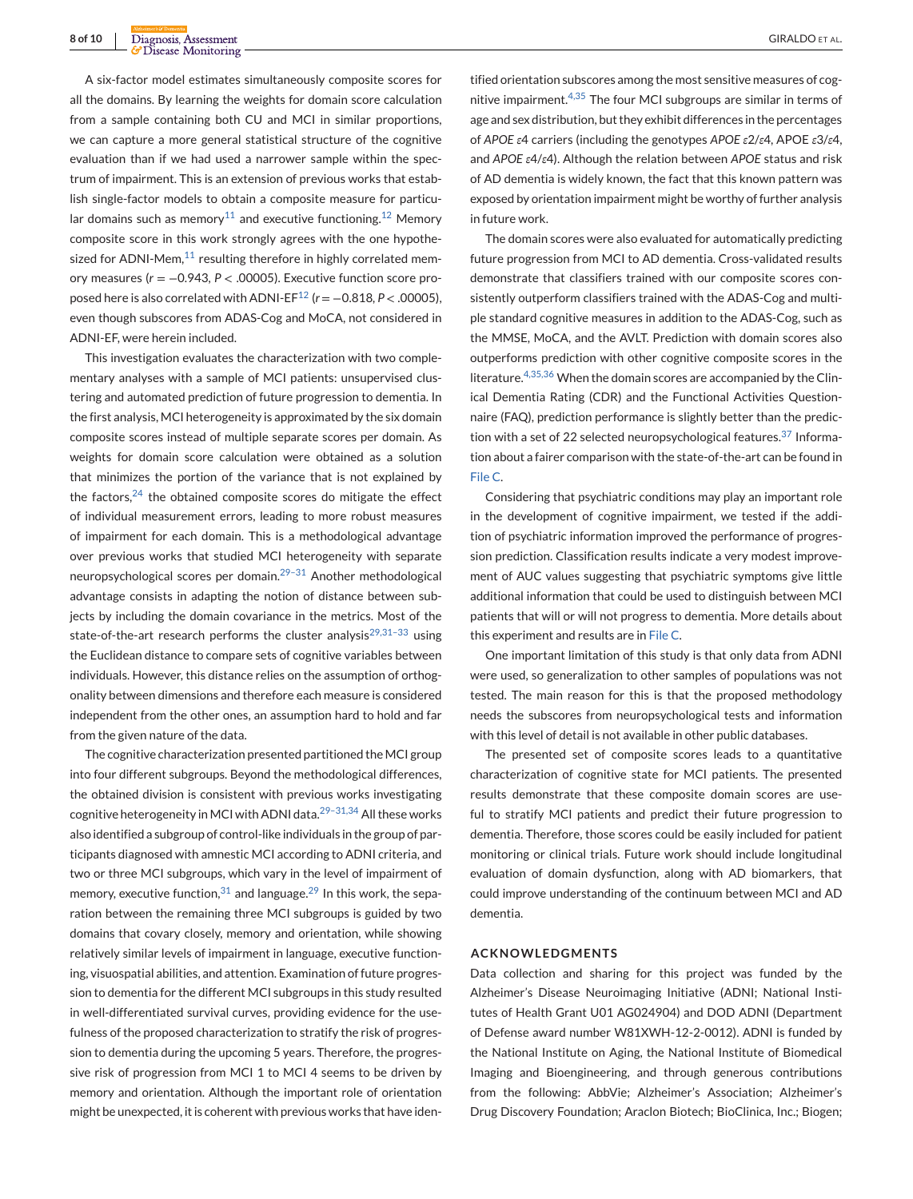A six-factor model estimates simultaneously composite scores for all the domains. By learning the weights for domain score calculation from a sample containing both CU and MCI in similar proportions, we can capture a more general statistical structure of the cognitive evaluation than if we had used a narrower sample within the spectrum of impairment. This is an extension of previous works that establish single-factor models to obtain a composite measure for particular domains such as memory[11] and executive functioning.[12] Memory composite score in this work strongly agrees with the one hypothesized for ADNI-Mem,[11] resulting therefore in highly correlated memory measures ($r = -0.943$, $P < .00005$). Executive function score proposed here is also correlated with ADNI-EF[12] ($r = -0.818$, $P < .00005$), even though subscores from ADAS-Cog and MoCA, not considered in ADNI-EF, were herein included.

This investigation evaluates the characterization with two complementary analyses with a sample of MCI patients: unsupervised clustering and automated prediction of future progression to dementia. In the first analysis, MCI heterogeneity is approximated by the six domain composite scores instead of multiple separate scores per domain. As weights for domain score calculation were obtained as a solution that minimizes the portion of the variance that is not explained by the factors,[24] the obtained composite scores do mitigate the effect of individual measurement errors, leading to more robust measures of impairment for each domain. This is a methodological advantage over previous works that studied MCI heterogeneity with separate neuropsychological scores per domain.[29–31] Another methodological advantage consists in adapting the notion of distance between subjects by including the domain covariance in the metrics. Most of the state-of-the-art research performs the cluster analysis[29,31–33] using the Euclidean distance to compare sets of cognitive variables between individuals. However, this distance relies on the assumption of orthogonality between dimensions and therefore each measure is considered independent from the other ones, an assumption hard to hold and far from the given nature of the data.

The cognitive characterization presented partitioned the MCI group into four different subgroups. Beyond the methodological differences, the obtained division is consistent with previous works investigating cognitive heterogeneity in MCI with ADNI data.[29–31,34] All these works also identified a subgroup of control-like individuals in the group of participants diagnosed with amnestic MCI according to ADNI criteria, and two or three MCI subgroups, which vary in the level of impairment of memory, executive function,[31] and language.[29] In this work, the separation between the remaining three MCI subgroups is guided by two domains that covary closely, memory and orientation, while showing relatively similar levels of impairment in language, executive functioning, visuospatial abilities, and attention. Examination of future progression to dementia for the different MCI subgroups in this study resulted in well-differentiated survival curves, providing evidence for the usefulness of the proposed characterization to stratify the risk of progression to dementia during the upcoming 5 years. Therefore, the progressive risk of progression from MCI 1 to MCI 4 seems to be driven by memory and orientation. Although the important role of orientation might be unexpected, it is coherent with previous works that have identified orientation subscores among the most sensitive measures of cognitive impairment.[4,35] The four MCI subgroups are similar in terms of age and sex distribution, but they exhibit differences in the percentages of *APOE* $\varepsilon$4 carriers (including the genotypes *APOE* $\varepsilon2/\varepsilon4$, APOE $\varepsilon3/\varepsilon4$, and *APOE* $\varepsilon4/\varepsilon4$). Although the relation between *APOE* status and risk of AD dementia is widely known, the fact that this known pattern was exposed by orientation impairment might be worthy of further analysis in future work.

The domain scores were also evaluated for automatically predicting future progression from MCI to AD dementia. Cross-validated results demonstrate that classifiers trained with our composite scores consistently outperform classifiers trained with the ADAS-Cog and multiple standard cognitive measures in addition to the ADAS-Cog, such as the MMSE, MoCA, and the AVLT. Prediction with domain scores also outperforms prediction with other cognitive composite scores in the literature.[4,35,36] When the domain scores are accompanied by the Clinical Dementia Rating (CDR) and the Functional Activities Questionnaire (FAQ), prediction performance is slightly better than the prediction with a set of 22 selected neuropsychological features.[37] Information about a fairer comparison with the state-of-the-art can be found in File C.

Considering that psychiatric conditions may play an important role in the development of cognitive impairment, we tested if the addition of psychiatric information improved the performance of progression prediction. Classification results indicate a very modest improvement of AUC values suggesting that psychiatric symptoms give little additional information that could be used to distinguish between MCI patients that will or will not progress to dementia. More details about this experiment and results are in File C.

One important limitation of this study is that only data from ADNI were used, so generalization to other samples of populations was not tested. The main reason for this is that the proposed methodology needs the subscores from neuropsychological tests and information with this level of detail is not available in other public databases.

The presented set of composite scores leads to a quantitative characterization of cognitive state for MCI patients. The presented results demonstrate that these composite domain scores are useful to stratify MCI patients and predict their future progression to dementia. Therefore, those scores could be easily included for patient monitoring or clinical trials. Future work should include longitudinal evaluation of domain dysfunction, along with AD biomarkers, that could improve understanding of the continuum between MCI and AD dementia.

## ACKNOWLEDGMENTS

Data collection and sharing for this project was funded by the Alzheimer's Disease Neuroimaging Initiative (ADNI; National Institutes of Health Grant U01 AG024904) and DOD ADNI (Department of Defense award number W81XWH-12-2-0012). ADNI is funded by the National Institute on Aging, the National Institute of Biomedical Imaging and Bioengineering, and through generous contributions from the following: AbbVie; Alzheimer's Association; Alzheimer's Drug Discovery Foundation; Araclon Biotech; BioClinica, Inc.; Biogen;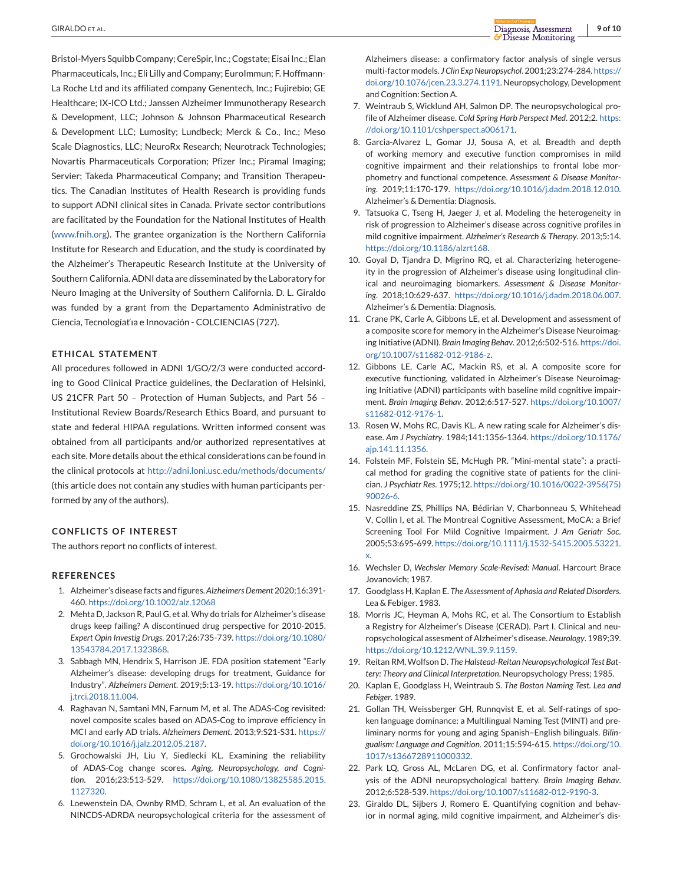Bristol-Myers Squibb Company; CereSpir, Inc.; Cogstate; Eisai Inc.; Elan Pharmaceuticals, Inc.; Eli Lilly and Company; EuroImmun; F. Hoffmann-La Roche Ltd and its affiliated company Genentech, Inc.; Fujirebio; GE Healthcare; IX-ICO Ltd.; Janssen Alzheimer Immunotherapy Research & Development, LLC; Johnson & Johnson Pharmaceutical Research & Development LLC; Lumosity; Lundbeck; Merck & Co., Inc.; Meso Scale Diagnostics, LLC; NeuroRx Research; Neurotrack Technologies; Novartis Pharmaceuticals Corporation; Pfizer Inc.; Piramal Imaging; Servier; Takeda Pharmaceutical Company; and Transition Therapeutics. The Canadian Institutes of Health Research is providing funds to support ADNI clinical sites in Canada. Private sector contributions are facilitated by the Foundation for the National Institutes of Health (www.fnih.org). The grantee organization is the Northern California Institute for Research and Education, and the study is coordinated by the Alzheimer's Therapeutic Research Institute at the University of Southern California. ADNI data are disseminated by the Laboratory for Neuro Imaging at the University of Southern California. D. L. Giraldo was funded by a grant from the Departamento Administrativo de Ciencia, Tecnologíat'ıa e Innovación - COLCIENCIAS (727).

## ETHICAL STATEMENT

All procedures followed in ADNI 1/GO/2/3 were conducted according to Good Clinical Practice guidelines, the Declaration of Helsinki, US 21CFR Part 50 – Protection of Human Subjects, and Part 56 – Institutional Review Boards/Research Ethics Board, and pursuant to state and federal HIPAA regulations. Written informed consent was obtained from all participants and/or authorized representatives at each site. More details about the ethical considerations can be found in the clinical protocols at http://adni.loni.usc.edu/methods/documents/ (this article does not contain any studies with human participants performed by any of the authors).

## CONFLICTS OF INTEREST

The authors report no conflicts of interest.

## REFERENCES

1. Alzheimer's disease facts and figures. *Alzheimers Dement* 2020;16:391-460. https://doi.org/10.1002/alz.12068
2. Mehta D, Jackson R, Paul G, et al. Why do trials for Alzheimer's disease drugs keep failing? A discontinued drug perspective for 2010-2015. *Expert Opin Investig Drugs*. 2017;26:735-739. https://doi.org/10.1080/13543784.2017.1323868.
3. Sabbagh MN, Hendrix S, Harrison JE. FDA position statement "Early Alzheimer's disease: developing drugs for treatment, Guidance for Industry". *Alzheimers Dement*. 2019;5:13-19. https://doi.org/10.1016/j.trci.2018.11.004.
4. Raghavan N, Samtani MN, Farnum M, et al. The ADAS-Cog revisited: novel composite scales based on ADAS-Cog to improve efficiency in MCI and early AD trials. *Alzheimers Dement*. 2013;9:S21-S31. https://doi.org/10.1016/j.jalz.2012.05.2187.
5. Grochowalski JH, Liu Y, Siedlecki KL. Examining the reliability of ADAS-Cog change scores. *Aging, Neuropsychology, and Cognition*. 2016;23:513-529. https://doi.org/10.1080/13825585.2015.1127320.
6. Loewenstein DA, Ownby RMD, Schram L, et al. An evaluation of the NINCDS-ADRDA neuropsychological criteria for the assessment of Alzheimers disease: a confirmatory factor analysis of single versus multi-factor models. *J Clin Exp Neuropsychol*. 2001;23:274-284. https://doi.org/10.1076/jcen.23.3.274.1191. Neuropsychology, Development and Cognition: Section A.
7. Weintraub S, Wicklund AH, Salmon DP. The neuropsychological profile of Alzheimer disease. *Cold Spring Harb Perspect Med*. 2012;2. https://doi.org/10.1101/cshperspect.a006171.
8. Garcia-Alvarez L, Gomar JJ, Sousa A, et al. Breadth and depth of working memory and executive function compromises in mild cognitive impairment and their relationships to frontal lobe morphometry and functional competence. *Assessment & Disease Monitoring*. 2019;11:170-179. https://doi.org/10.1016/j.dadm.2018.12.010. Alzheimer's & Dementia: Diagnosis.
9. Tatsuoka C, Tseng H, Jaeger J, et al. Modeling the heterogeneity in risk of progression to Alzheimer's disease across cognitive profiles in mild cognitive impairment. *Alzheimer's Research & Therapy*. 2013;5:14. https://doi.org/10.1186/alzrt168.
10. Goyal D, Tjandra D, Migrino RQ, et al. Characterizing heterogeneity in the progression of Alzheimer's disease using longitudinal clinical and neuroimaging biomarkers. *Assessment & Disease Monitoring*. 2018;10:629-637. https://doi.org/10.1016/j.dadm.2018.06.007. Alzheimer's & Dementia: Diagnosis.
11. Crane PK, Carle A, Gibbons LE, et al. Development and assessment of a composite score for memory in the Alzheimer's Disease Neuroimaging Initiative (ADNI). *Brain Imaging Behav*. 2012;6:502-516. https://doi.org/10.1007/s11682-012-9186-z.
12. Gibbons LE, Carle AC, Mackin RS, et al. A composite score for executive functioning, validated in Alzheimer's Disease Neuroimaging Initiative (ADNI) participants with baseline mild cognitive impairment. *Brain Imaging Behav*. 2012;6:517-527. https://doi.org/10.1007/s11682-012-9176-1.
13. Rosen W, Mohs RC, Davis KL. A new rating scale for Alzheimer's disease. *Am J Psychiatry*. 1984;141:1356-1364. https://doi.org/10.1176/ajp.141.11.1356.
14. Folstein MF, Folstein SE, McHugh PR. "Mini-mental state": a practical method for grading the cognitive state of patients for the clinician. *J Psychiatr Res*. 1975;12. https://doi.org/10.1016/0022-3956(75)90026-6.
15. Nasreddine ZS, Phillips NA, Bédirian V, Charbonneau S, Whitehead V, Collin I, et al. The Montreal Cognitive Assessment, MoCA: a Brief Screening Tool For Mild Cognitive Impairment. *J Am Geriatr Soc*. 2005;53:695-699. https://doi.org/10.1111/j.1532-5415.2005.53221.x.
16. Wechsler D, *Wechsler Memory Scale-Revised: Manual*. Harcourt Brace Jovanovich; 1987.
17. Goodglass H, Kaplan E. *The Assessment of Aphasia and Related Disorders*. Lea & Febiger. 1983.
18. Morris JC, Heyman A, Mohs RC, et al. The Consortium to Establish a Registry for Alzheimer's Disease (CERAD). Part I. Clinical and neuropsychological assesment of Alzheimer's disease. *Neurology*. 1989;39. https://doi.org/10.1212/WNL.39.9.1159.
19. Reitan RM, Wolfson D. *The Halstead-Reitan Neuropsychological Test Battery: Theory and Clinical Interpretation*. Neuropsychology Press; 1985.
20. Kaplan E, Goodglass H, Weintraub S. *The Boston Naming Test. Lea and Febiger*. 1989.
21. Gollan TH, Weissberger GH, Runnqvist E, et al. Self-ratings of spoken language dominance: a Multilingual Naming Test (MINT) and preliminary norms for young and aging Spanish–English bilinguals. *Bilingualism: Language and Cognition*. 2011;15:594-615. https://doi.org/10.1017/s1366728911000332.
22. Park LQ, Gross AL, McLaren DG, et al. Confirmatory factor analysis of the ADNI neuropsychological battery. *Brain Imaging Behav*. 2012;6:528-539. https://doi.org/10.1007/s11682-012-9190-3.
23. Giraldo DL, Sijbers J, Romero E. Quantifying cognition and behavior in normal aging, mild cognitive impairment, and Alzheimer's dis-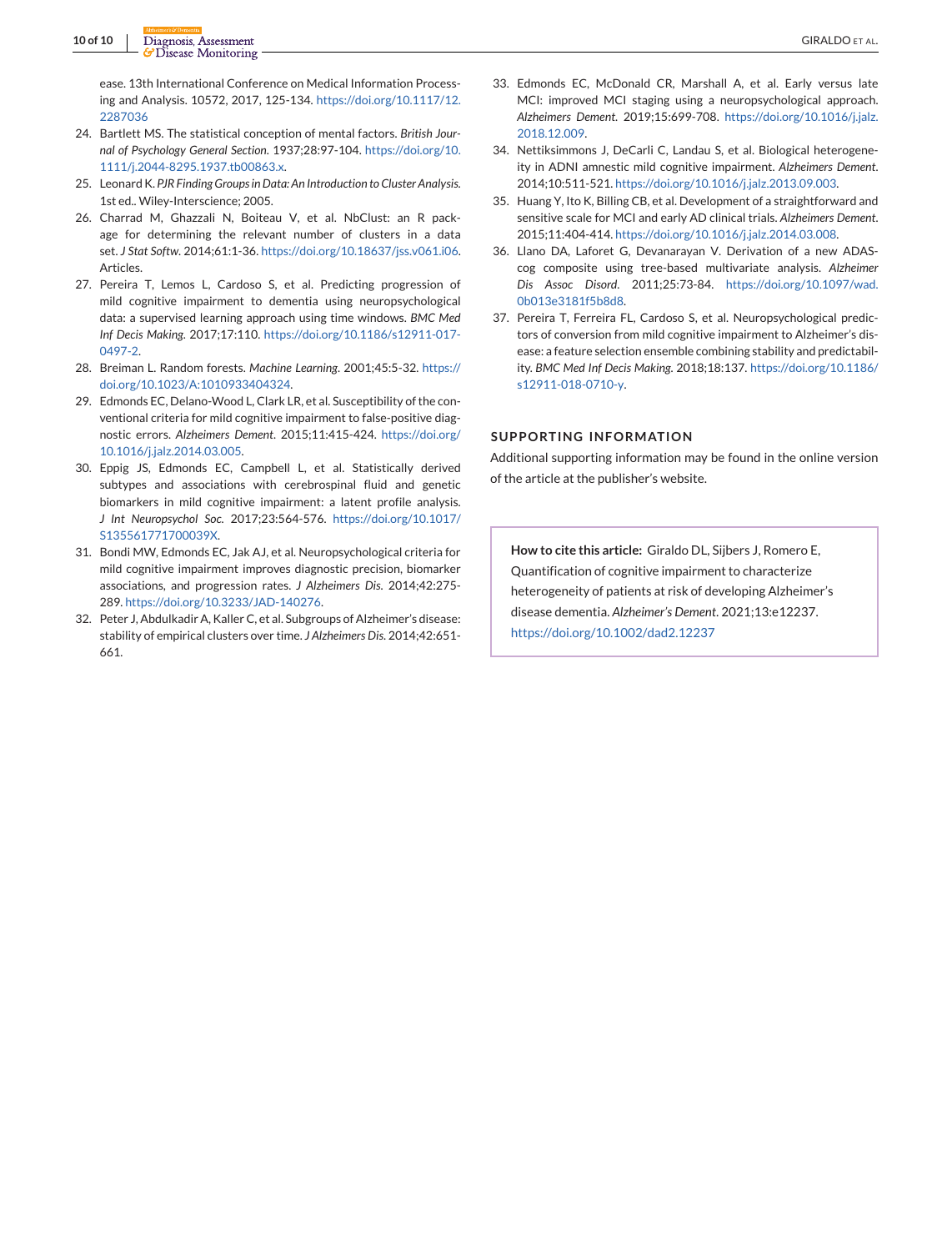ease. 13th International Conference on Medical Information Processing and Analysis. 10572, 2017, 125-134. https://doi.org/10.1117/12.2287036

24. Bartlett MS. The statistical conception of mental factors. *British Journal of Psychology General Section*. 1937;28:97-104. https://doi.org/10.1111/j.2044-8295.1937.tb00863.x.
25. Leonard K. *PJR Finding Groups in Data: An Introduction to Cluster Analysis*. 1st ed.. Wiley-Interscience; 2005.
26. Charrad M, Ghazzali N, Boiteau V, et al. NbClust: an R package for determining the relevant number of clusters in a data set. *J Stat Softw*. 2014;61:1-36. https://doi.org/10.18637/jss.v061.i06. Articles.
27. Pereira T, Lemos L, Cardoso S, et al. Predicting progression of mild cognitive impairment to dementia using neuropsychological data: a supervised learning approach using time windows. *BMC Med Inf Decis Making*. 2017;17:110. https://doi.org/10.1186/s12911-017-0497-2.
28. Breiman L. Random forests. *Machine Learning*. 2001;45:5-32. https://doi.org/10.1023/A:1010933404324.
29. Edmonds EC, Delano-Wood L, Clark LR, et al. Susceptibility of the conventional criteria for mild cognitive impairment to false-positive diagnostic errors. *Alzheimers Dement*. 2015;11:415-424. https://doi.org/10.1016/j.jalz.2014.03.005.
30. Eppig JS, Edmonds EC, Campbell L, et al. Statistically derived subtypes and associations with cerebrospinal fluid and genetic biomarkers in mild cognitive impairment: a latent profile analysis. *J Int Neuropsychol Soc*. 2017;23:564-576. https://doi.org/10.1017/S135561771700039X.
31. Bondi MW, Edmonds EC, Jak AJ, et al. Neuropsychological criteria for mild cognitive impairment improves diagnostic precision, biomarker associations, and progression rates. *J Alzheimers Dis*. 2014;42:275-289. https://doi.org/10.3233/JAD-140276.
32. Peter J, Abdulkadir A, Kaller C, et al. Subgroups of Alzheimer's disease: stability of empirical clusters over time. *J Alzheimers Dis*. 2014;42:651-661.
33. Edmonds EC, McDonald CR, Marshall A, et al. Early versus late MCI: improved MCI staging using a neuropsychological approach. *Alzheimers Dement*. 2019;15:699-708. https://doi.org/10.1016/j.jalz.2018.12.009.
34. Nettiksimmons J, DeCarli C, Landau S, et al. Biological heterogeneity in ADNI amnestic mild cognitive impairment. *Alzheimers Dement*. 2014;10:511-521. https://doi.org/10.1016/j.jalz.2013.09.003.
35. Huang Y, Ito K, Billing CB, et al. Development of a straightforward and sensitive scale for MCI and early AD clinical trials. *Alzheimers Dement*. 2015;11:404-414. https://doi.org/10.1016/j.jalz.2014.03.008.
36. Llano DA, Laforet G, Devanarayan V. Derivation of a new ADAS-cog composite using tree-based multivariate analysis. *Alzheimer Dis Assoc Disord*. 2011;25:73-84. https://doi.org/10.1097/wad.0b013e3181f5b8d8.
37. Pereira T, Ferreira FL, Cardoso S, et al. Neuropsychological predictors of conversion from mild cognitive impairment to Alzheimer's disease: a feature selection ensemble combining stability and predictability. *BMC Med Inf Decis Making*. 2018;18:137. https://doi.org/10.1186/s12911-018-0710-y.

## SUPPORTING INFORMATION

Additional supporting information may be found in the online version of the article at the publisher's website.

**How to cite this article:** Giraldo DL, Sijbers J, Romero E, Quantification of cognitive impairment to characterize heterogeneity of patients at risk of developing Alzheimer's disease dementia. *Alzheimer's Dement*. 2021;13:e12237. https://doi.org/10.1002/dad2.12237